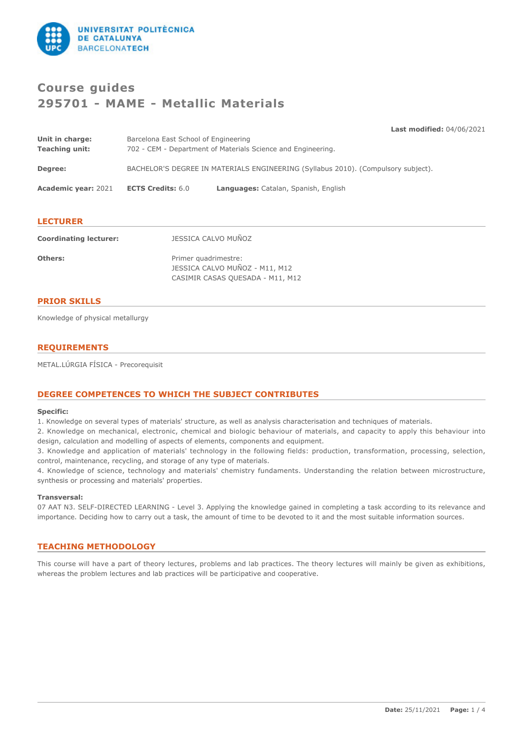# Course guides
# 295701 - MAME - Metallic Materials

**Last modified:** 04/06/2021

**Unit in charge:** Barcelona East School of Engineering
**Teaching unit:** 702 - CEM - Department of Materials Science and Engineering.

**Degree:** BACHELOR'S DEGREE IN MATERIALS ENGINEERING (Syllabus 2010). (Compulsory subject).

**Academic year:** 2021 **ECTS Credits:** 6.0 **Languages:** Catalan, Spanish, English

## LECTURER

**Coordinating lecturer:** JESSICA CALVO MUÑOZ

**Others:** Primer quadrimestre:
JESSICA CALVO MUÑOZ - M11, M12
CASIMIR CASAS QUESADA - M11, M12

## PRIOR SKILLS

Knowledge of physical metallurgy

## REQUIREMENTS

METAL.LÚRGIA FÍSICA - Precorequisit

## DEGREE COMPETENCES TO WHICH THE SUBJECT CONTRIBUTES

**Specific:**

1. Knowledge on several types of materials' structure, as well as analysis characterisation and techniques of materials.
2. Knowledge on mechanical, electronic, chemical and biologic behaviour of materials, and capacity to apply this behaviour into design, calculation and modelling of aspects of elements, components and equipment.
3. Knowledge and application of materials' technology in the following fields: production, transformation, processing, selection, control, maintenance, recycling, and storage of any type of materials.
4. Knowledge of science, technology and materials' chemistry fundaments. Understanding the relation between microstructure, synthesis or processing and materials' properties.

**Transversal:**

07 AAT N3. SELF-DIRECTED LEARNING - Level 3. Applying the knowledge gained in completing a task according to its relevance and importance. Deciding how to carry out a task, the amount of time to be devoted to it and the most suitable information sources.

## TEACHING METHODOLOGY

This course will have a part of theory lectures, problems and lab practices. The theory lectures will mainly be given as exhibitions, whereas the problem lectures and lab practices will be participative and cooperative.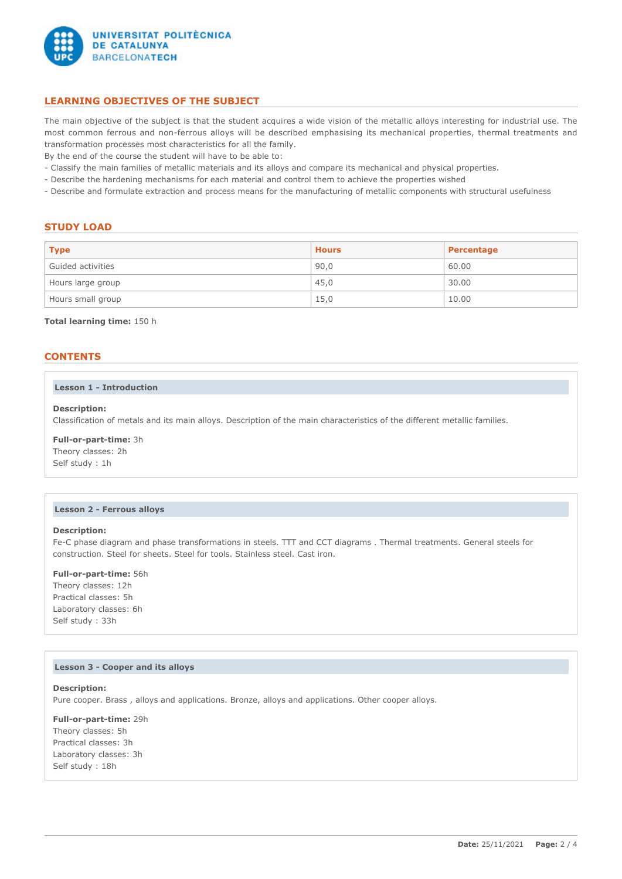## LEARNING OBJECTIVES OF THE SUBJECT

The main objective of the subject is that the student acquires a wide vision of the metallic alloys interesting for industrial use. The most common ferrous and non-ferrous alloys will be described emphasising its mechanical properties, thermal treatments and transformation processes most characteristics for all the family.

By the end of the course the student will have to be able to:

- Classify the main families of metallic materials and its alloys and compare its mechanical and physical properties.
- Describe the hardening mechanisms for each material and control them to achieve the properties wished
- Describe and formulate extraction and process means for the manufacturing of metallic components with structural usefulness

## STUDY LOAD

| Type | Hours | Percentage |
|---|---|---|
| Guided activities | 90,0 | 60.00 |
| Hours large group | 45,0 | 30.00 |
| Hours small group | 15,0 | 10.00 |

**Total learning time:** 150 h

## CONTENTS

### Lesson 1 - Introduction

**Description:**
Classification of metals and its main alloys. Description of the main characteristics of the different metallic families.

**Full-or-part-time:** 3h
Theory classes: 2h
Self study : 1h

### Lesson 2 - Ferrous alloys

**Description:**
Fe-C phase diagram and phase transformations in steels. TTT and CCT diagrams . Thermal treatments. General steels for construction. Steel for sheets. Steel for tools. Stainless steel. Cast iron.

**Full-or-part-time:** 56h
Theory classes: 12h
Practical classes: 5h
Laboratory classes: 6h
Self study : 33h

### Lesson 3 - Cooper and its alloys

**Description:**
Pure cooper. Brass , alloys and applications. Bronze, alloys and applications. Other cooper alloys.

**Full-or-part-time:** 29h
Theory classes: 5h
Practical classes: 3h
Laboratory classes: 3h
Self study : 18h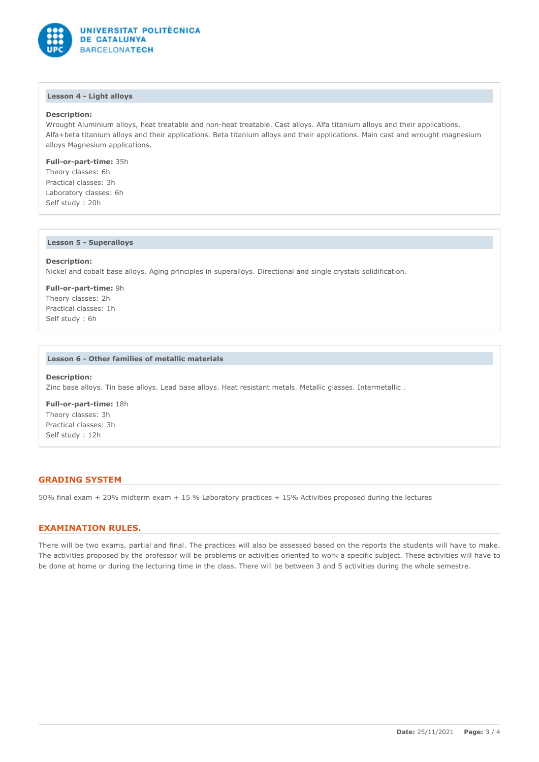### Lesson 4 - Light alloys

**Description:**
Wrought Aluminium alloys, heat treatable and non-heat treatable. Cast alloys. Alfa titanium alloys and their applications. Alfa+beta titanium alloys and their applications. Beta titanium alloys and their applications. Main cast and wrought magnesium alloys Magnesium applications.

**Full-or-part-time:** 35h
Theory classes: 6h
Practical classes: 3h
Laboratory classes: 6h
Self study : 20h

### Lesson 5 - Superalloys

**Description:**
Nickel and cobalt base alloys. Aging principles in superalloys. Directional and single crystals solidification.

**Full-or-part-time:** 9h
Theory classes: 2h
Practical classes: 1h
Self study : 6h

### Lesson 6 - Other families of metallic materials

**Description:**
Zinc base alloys. Tin base alloys. Lead base alloys. Heat resistant metals. Metallic glasses. Intermetallic .

**Full-or-part-time:** 18h
Theory classes: 3h
Practical classes: 3h
Self study : 12h

## GRADING SYSTEM

50% final exam + 20% midterm exam + 15 % Laboratory practices + 15% Activities proposed during the lectures

## EXAMINATION RULES.

There will be two exams, partial and final. The practices will also be assessed based on the reports the students will have to make. The activities proposed by the professor will be problems or activities oriented to work a specific subject. These activities will have to be done at home or during the lecturing time in the class. There will be between 3 and 5 activities during the whole semestre.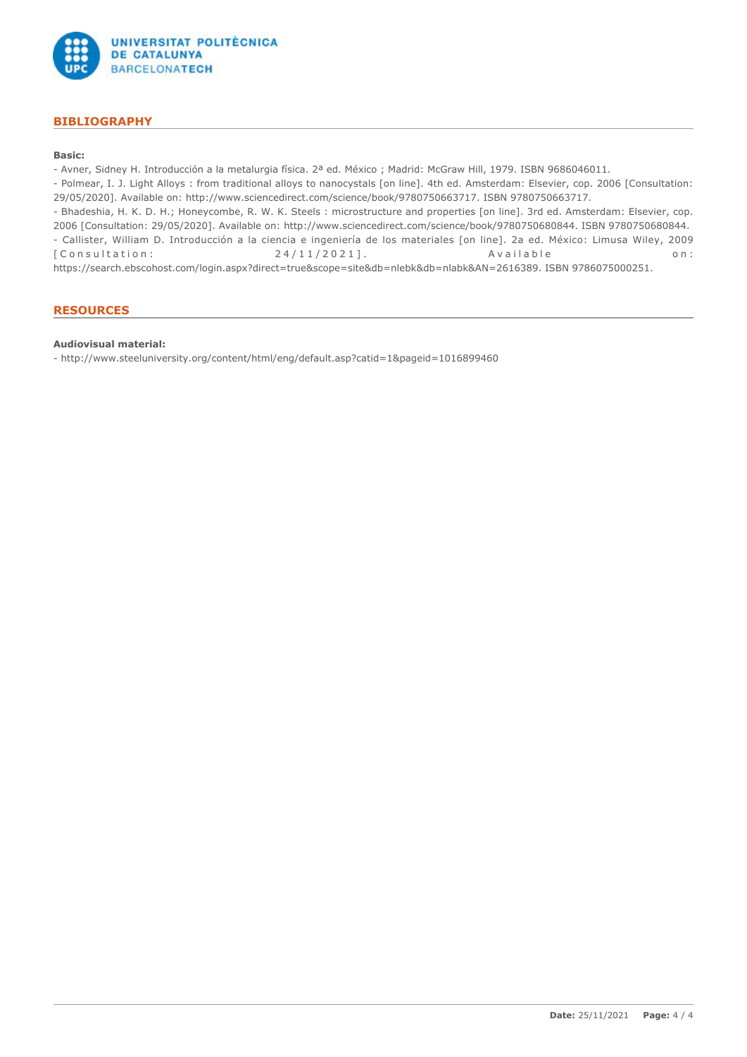## BIBLIOGRAPHY

**Basic:**

- Avner, Sidney H. Introducción a la metalurgia física. 2ª ed. México ; Madrid: McGraw Hill, 1979. ISBN 9686046011.
- Polmear, I. J. Light Alloys : from traditional alloys to nanocystals [on line]. 4th ed. Amsterdam: Elsevier, cop. 2006 [Consultation: 29/05/2020]. Available on: http://www.sciencedirect.com/science/book/9780750663717. ISBN 9780750663717.
- Bhadeshia, H. K. D. H.; Honeycombe, R. W. K. Steels : microstructure and properties [on line]. 3rd ed. Amsterdam: Elsevier, cop. 2006 [Consultation: 29/05/2020]. Available on: http://www.sciencedirect.com/science/book/9780750680844. ISBN 9780750680844.
- Callister, William D. Introducción a la ciencia e ingeniería de los materiales [on line]. 2a ed. México: Limusa Wiley, 2009 [Consultation: 24/11/2021]. Available on: https://search.ebscohost.com/login.aspx?direct=true&scope=site&db=nlebk&db=nlabk&AN=2616389. ISBN 9786075000251.

## RESOURCES

**Audiovisual material:**

- http://www.steeluniversity.org/content/html/eng/default.asp?catid=1&pageid=1016899460